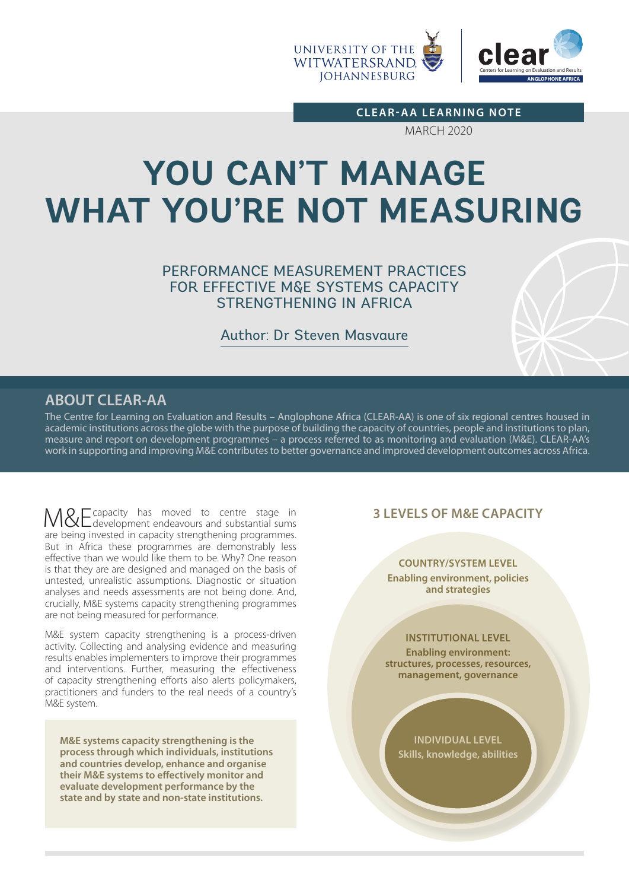UNIVERSITY OF THE WITWATERSRAND, JOHANNESBURG

clear — Centers for Learning on Evaluation and Results — ANGLOPHONE AFRICA

CLEAR-AA LEARNING NOTE

MARCH 2020

# YOU CAN'T MANAGE WHAT YOU'RE NOT MEASURING

## PERFORMANCE MEASUREMENT PRACTICES FOR EFFECTIVE M&E SYSTEMS CAPACITY STRENGTHENING IN AFRICA

Author: Dr Steven Masvaure

## ABOUT CLEAR-AA

The Centre for Learning on Evaluation and Results – Anglophone Africa (CLEAR-AA) is one of six regional centres housed in academic institutions across the globe with the purpose of building the capacity of countries, people and institutions to plan, measure and report on development programmes – a process referred to as monitoring and evaluation (M&E). CLEAR-AA's work in supporting and improving M&E contributes to better governance and improved development outcomes across Africa.

M&E capacity has moved to centre stage in development endeavours and substantial sums are being invested in capacity strengthening programmes. But in Africa these programmes are demonstrably less effective than we would like them to be. Why? One reason is that they are are designed and managed on the basis of untested, unrealistic assumptions. Diagnostic or situation analyses and needs assessments are not being done. And, crucially, M&E systems capacity strengthening programmes are not being measured for performance.

M&E system capacity strengthening is a process-driven activity. Collecting and analysing evidence and measuring results enables implementers to improve their programmes and interventions. Further, measuring the effectiveness of capacity strengthening efforts also alerts policymakers, practitioners and funders to the real needs of a country's M&E system.

**M&E systems capacity strengthening is the process through which individuals, institutions and countries develop, enhance and organise their M&E systems to effectively monitor and evaluate development performance by the state and by state and non-state institutions.**

### 3 LEVELS OF M&E CAPACITY

**COUNTRY/SYSTEM LEVEL**
Enabling environment, policies and strategies

**INSTITUTIONAL LEVEL**
Enabling environment: structures, processes, resources, management, governance

**INDIVIDUAL LEVEL**
Skills, knowledge, abilities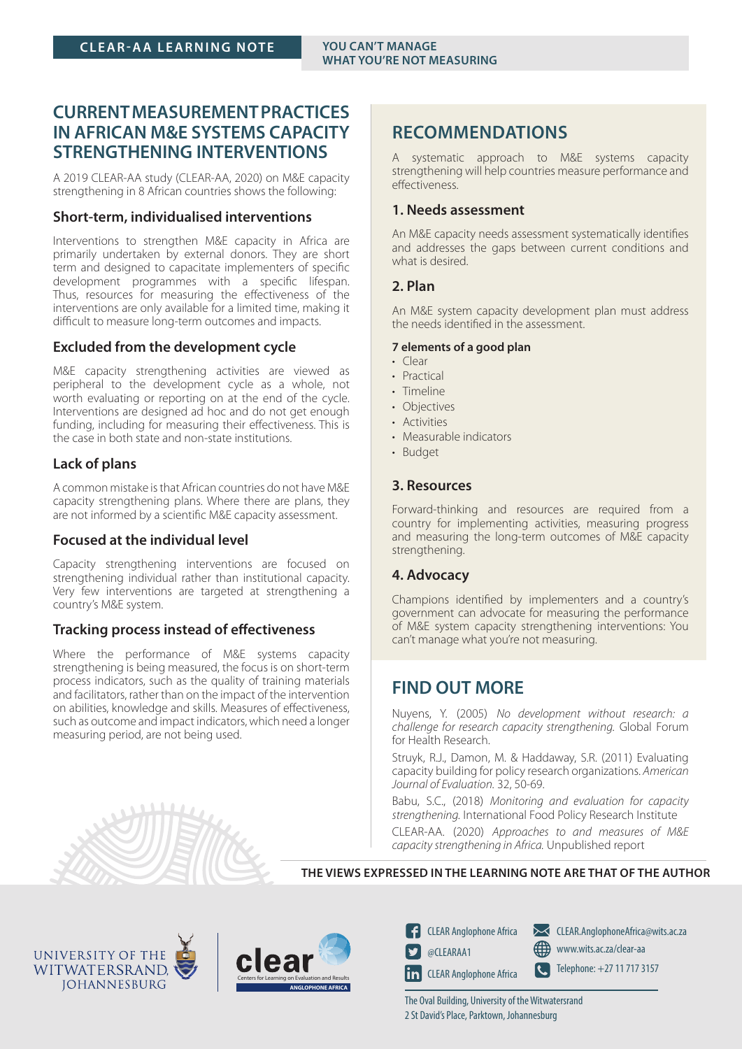## CURRENT MEASUREMENT PRACTICES IN AFRICAN M&E SYSTEMS CAPACITY STRENGTHENING INTERVENTIONS

A 2019 CLEAR-AA study (CLEAR-AA, 2020) on M&E capacity strengthening in 8 African countries shows the following:

### Short-term, individualised interventions

Interventions to strengthen M&E capacity in Africa are primarily undertaken by external donors. They are short term and designed to capacitate implementers of specific development programmes with a specific lifespan. Thus, resources for measuring the effectiveness of the interventions are only available for a limited time, making it difficult to measure long-term outcomes and impacts.

### Excluded from the development cycle

M&E capacity strengthening activities are viewed as peripheral to the development cycle as a whole, not worth evaluating or reporting on at the end of the cycle. Interventions are designed ad hoc and do not get enough funding, including for measuring their effectiveness. This is the case in both state and non-state institutions.

### Lack of plans

A common mistake is that African countries do not have M&E capacity strengthening plans. Where there are plans, they are not informed by a scientific M&E capacity assessment.

### Focused at the individual level

Capacity strengthening interventions are focused on strengthening individual rather than institutional capacity. Very few interventions are targeted at strengthening a country's M&E system.

### Tracking process instead of effectiveness

Where the performance of M&E systems capacity strengthening is being measured, the focus is on short-term process indicators, such as the quality of training materials and facilitators, rather than on the impact of the intervention on abilities, knowledge and skills. Measures of effectiveness, such as outcome and impact indicators, which need a longer measuring period, are not being used.

## RECOMMENDATIONS

A systematic approach to M&E systems capacity strengthening will help countries measure performance and effectiveness.

### 1. Needs assessment

An M&E capacity needs assessment systematically identifies and addresses the gaps between current conditions and what is desired.

### 2. Plan

An M&E system capacity development plan must address the needs identified in the assessment.

**7 elements of a good plan**

- Clear
- Practical
- Timeline
- Objectives
- Activities
- Measurable indicators
- Budget

### 3. Resources

Forward-thinking and resources are required from a country for implementing activities, measuring progress and measuring the long-term outcomes of M&E capacity strengthening.

### 4. Advocacy

Champions identified by implementers and a country's government can advocate for measuring the performance of M&E system capacity strengthening interventions: You can't manage what you're not measuring.

## FIND OUT MORE

Nuyens, Y. (2005) *No development without research: a challenge for research capacity strengthening.* Global Forum for Health Research.

Struyk, R.J., Damon, M. & Haddaway, S.R. (2011) Evaluating capacity building for policy research organizations. *American Journal of Evaluation.* 32, 50-69.

Babu, S.C., (2018) *Monitoring and evaluation for capacity strengthening.* International Food Policy Research Institute

CLEAR-AA. (2020) *Approaches to and measures of M&E capacity strengthening in Africa.* Unpublished report

**THE VIEWS EXPRESSED IN THE LEARNING NOTE ARE THAT OF THE AUTHOR**

University of the Witwatersrand, Johannesburg

clear – Centers for Learning on Evaluation and Results – ANGLOPHONE AFRICA

CLEAR Anglophone Africa
@CLEARAA1
CLEAR Anglophone Africa
CLEAR.AnglophoneAfrica@wits.ac.za
www.wits.ac.za/clear-aa
Telephone: +27 11 717 3157

The Oval Building, University of the Witwatersrand
2 St David's Place, Parktown, Johannesburg